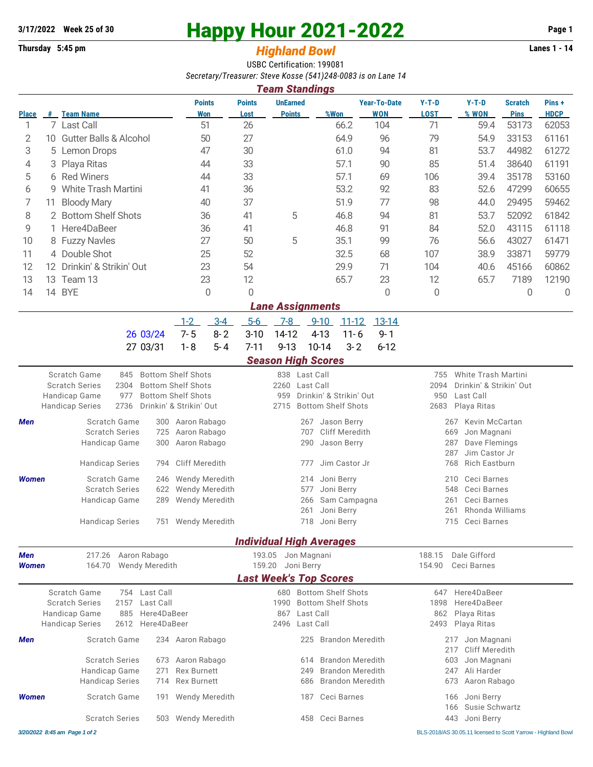3/17/2022 Week 25 of 30

# Happy Hour 2021-2022

Thursday 5:45 pm

## *Highland Bowl*

Lanes 1 - 14

USBC Certification: 199081

*Secretary/Treasurer: Steve Kosse (541)248-0083 is on Lane 14*

## *Team Standings*

| Place | # | Team Name | Points Won | Points Lost | UnEarned Points | %Won | Year-To-Date WON | Y-T-D LOST | Y-T-D % WON | Scratch Pins | Pins + HDCP |
|---|---|---|---|---|---|---|---|---|---|---|---|
| 1 | 7 | Last Call | 51 | 26 | | 66.2 | 104 | 71 | 59.4 | 53173 | 62053 |
| 2 | 10 | Gutter Balls & Alcohol | 50 | 27 | | 64.9 | 96 | 79 | 54.9 | 33153 | 61161 |
| 3 | 5 | Lemon Drops | 47 | 30 | | 61.0 | 94 | 81 | 53.7 | 44982 | 61272 |
| 4 | 3 | Playa Ritas | 44 | 33 | | 57.1 | 90 | 85 | 51.4 | 38640 | 61191 |
| 5 | 6 | Red Winers | 44 | 33 | | 57.1 | 69 | 106 | 39.4 | 35178 | 53160 |
| 6 | 9 | White Trash Martini | 41 | 36 | | 53.2 | 92 | 83 | 52.6 | 47299 | 60655 |
| 7 | 11 | Bloody Mary | 40 | 37 | | 51.9 | 77 | 98 | 44.0 | 29495 | 59462 |
| 8 | 2 | Bottom Shelf Shots | 36 | 41 | 5 | 46.8 | 94 | 81 | 53.7 | 52092 | 61842 |
| 9 | 1 | Here4DaBeer | 36 | 41 | | 46.8 | 91 | 84 | 52.0 | 43115 | 61118 |
| 10 | 8 | Fuzzy Navles | 27 | 50 | 5 | 35.1 | 99 | 76 | 56.6 | 43027 | 61471 |
| 11 | 4 | Double Shot | 25 | 52 | | 32.5 | 68 | 107 | 38.9 | 33871 | 59779 |
| 12 | 12 | Drinkin' & Strikin' Out | 23 | 54 | | 29.9 | 71 | 104 | 40.6 | 45166 | 60862 |
| 13 | 13 | Team 13 | 23 | 12 | | 65.7 | 23 | 12 | 65.7 | 7189 | 12190 |
| 14 | 14 | BYE | 0 | 0 | | | 0 | 0 | | 0 | 0 |

## *Lane Assignments*

| | | 1-2 | 3-4 | 5-6 | 7-8 | 9-10 | 11-12 | 13-14 |
|---|---|---|---|---|---|---|---|---|
| 26 | 03/24 | 7- 5 | 8- 2 | 3-10 | 14-12 | 4-13 | 11- 6 | 9- 1 |
| 27 | 03/31 | 1- 8 | 5- 4 | 7-11 | 9-13 | 10-14 | 3- 2 | 6-12 |

## *Season High Scores*

| | | | | | | |
|---|---|---|---|---|---|---|
| Scratch Game | 845 | Bottom Shelf Shots | 838 | Last Call | 755 | White Trash Martini |
| Scratch Series | 2304 | Bottom Shelf Shots | 2260 | Last Call | 2094 | Drinkin' & Strikin' Out |
| Handicap Game | 977 | Bottom Shelf Shots | 959 | Drinkin' & Strikin' Out | 950 | Last Call |
| Handicap Series | 2736 | Drinkin' & Strikin' Out | 2715 | Bottom Shelf Shots | 2683 | Playa Ritas |

| | | | | | | | |
|---|---|---|---|---|---|---|---|
| ***Men*** | Scratch Game | 300 | Aaron Rabago | 267 | Jason Berry | 267 | Kevin McCartan |
| | Scratch Series | 725 | Aaron Rabago | 707 | Cliff Meredith | 669 | Jon Magnani |
| | Handicap Game | 300 | Aaron Rabago | 290 | Jason Berry | 287 | Dave Flemings |
| | | | | | | 287 | Jim Castor Jr |
| | Handicap Series | 794 | Cliff Meredith | 777 | Jim Castor Jr | 768 | Rich Eastburn |
| ***Women*** | Scratch Game | 246 | Wendy Meredith | 214 | Joni Berry | 210 | Ceci Barnes |
| | Scratch Series | 622 | Wendy Meredith | 577 | Joni Berry | 548 | Ceci Barnes |
| | Handicap Game | 289 | Wendy Meredith | 266 | Sam Campagna | 261 | Ceci Barnes |
| | | | | 261 | Joni Berry | 261 | Rhonda Williams |
| | Handicap Series | 751 | Wendy Meredith | 718 | Joni Berry | 715 | Ceci Barnes |

## *Individual High Averages*

| | | | | | | |
|---|---|---|---|---|---|---|
| ***Men*** | 217.26 | Aaron Rabago | 193.05 | Jon Magnani | 188.15 | Dale Gifford |
| ***Women*** | 164.70 | Wendy Meredith | 159.20 | Joni Berry | 154.90 | Ceci Barnes |

## *Last Week's Top Scores*

| | | | | | | |
|---|---|---|---|---|---|---|
| Scratch Game | 754 | Last Call | 680 | Bottom Shelf Shots | 647 | Here4DaBeer |
| Scratch Series | 2157 | Last Call | 1990 | Bottom Shelf Shots | 1898 | Here4DaBeer |
| Handicap Game | 885 | Here4DaBeer | 867 | Last Call | 862 | Playa Ritas |
| Handicap Series | 2612 | Here4DaBeer | 2496 | Last Call | 2493 | Playa Ritas |

| | | | | | | | |
|---|---|---|---|---|---|---|---|
| ***Men*** | Scratch Game | 234 | Aaron Rabago | 225 | Brandon Meredith | 217 | Jon Magnani |
| | | | | | | 217 | Cliff Meredith |
| | Scratch Series | 673 | Aaron Rabago | 614 | Brandon Meredith | 603 | Jon Magnani |
| | Handicap Game | 271 | Rex Burnett | 249 | Brandon Meredith | 247 | Ali Harder |
| | Handicap Series | 714 | Rex Burnett | 686 | Brandon Meredith | 673 | Aaron Rabago |
| ***Women*** | Scratch Game | 191 | Wendy Meredith | 187 | Ceci Barnes | 166 | Joni Berry |
| | | | | | | 166 | Susie Schwartz |
| | Scratch Series | 503 | Wendy Meredith | 458 | Ceci Barnes | 443 | Joni Berry |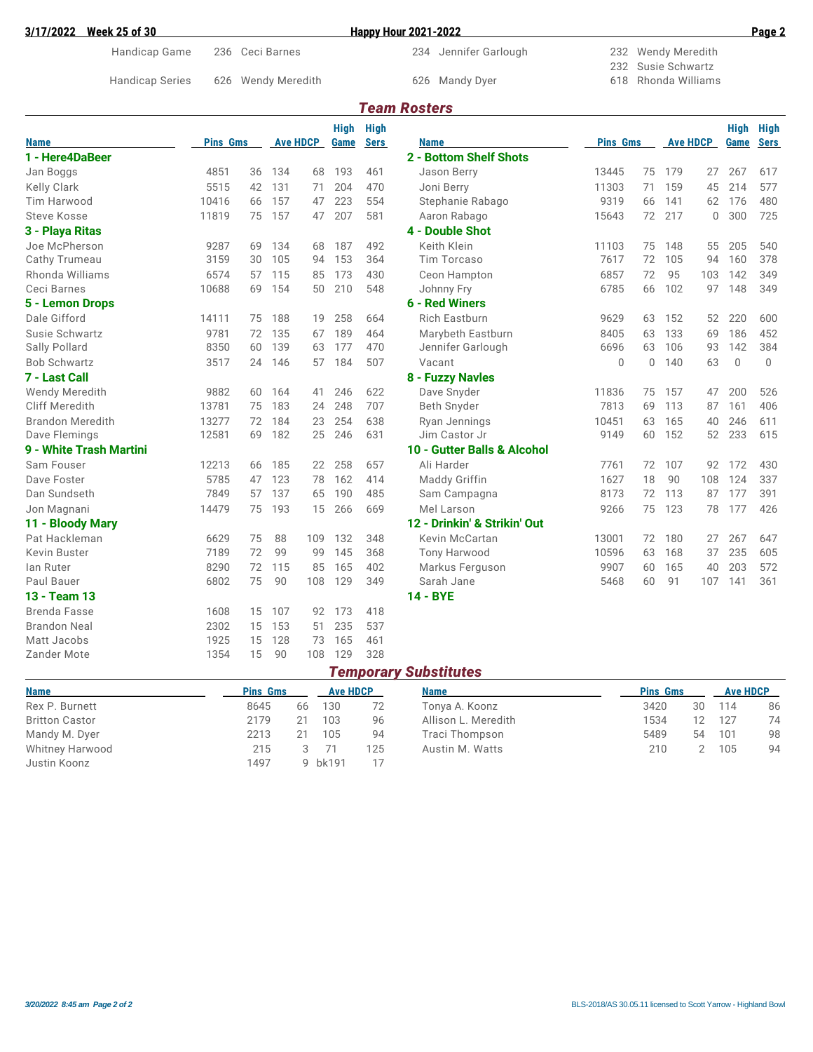**3/17/2022 Week 25 of 30** **Happy Hour 2021-2022**

| | | | |
|---|---|---|---|
| Handicap Game | 236 Ceci Barnes | 234 Jennifer Garlough | 232 Wendy Meredith<br>232 Susie Schwartz |
| Handicap Series | 626 Wendy Meredith | 626 Mandy Dyer | 618 Rhonda Williams |

## *Team Rosters*

| Name | Pins | Gms | Ave | HDCP | High Game | High Sers |
|---|---|---|---|---|---|---|
| **1 - Here4DaBeer** | | | | | | |
| Jan Boggs | 4851 | 36 | 134 | 68 | 193 | 461 |
| Kelly Clark | 5515 | 42 | 131 | 71 | 204 | 470 |
| Tim Harwood | 10416 | 66 | 157 | 47 | 223 | 554 |
| Steve Kosse | 11819 | 75 | 157 | 47 | 207 | 581 |
| **2 - Bottom Shelf Shots** | | | | | | |
| Jason Berry | 13445 | 75 | 179 | 27 | 267 | 617 |
| Joni Berry | 11303 | 71 | 159 | 45 | 214 | 577 |
| Stephanie Rabago | 9319 | 66 | 141 | 62 | 176 | 480 |
| Aaron Rabago | 15643 | 72 | 217 | 0 | 300 | 725 |
| **3 - Playa Ritas** | | | | | | |
| Joe McPherson | 9287 | 69 | 134 | 68 | 187 | 492 |
| Cathy Trumeau | 3159 | 30 | 105 | 94 | 153 | 364 |
| Rhonda Williams | 6574 | 57 | 115 | 85 | 173 | 430 |
| Ceci Barnes | 10688 | 69 | 154 | 50 | 210 | 548 |
| **4 - Double Shot** | | | | | | |
| Keith Klein | 11103 | 75 | 148 | 55 | 205 | 540 |
| Tim Torcaso | 7617 | 72 | 105 | 94 | 160 | 378 |
| Ceon Hampton | 6857 | 72 | 95 | 103 | 142 | 349 |
| Johnny Fry | 6785 | 66 | 102 | 97 | 148 | 349 |
| **5 - Lemon Drops** | | | | | | |
| Dale Gifford | 14111 | 75 | 188 | 19 | 258 | 664 |
| Susie Schwartz | 9781 | 72 | 135 | 67 | 189 | 464 |
| Sally Pollard | 8350 | 60 | 139 | 63 | 177 | 470 |
| Bob Schwartz | 3517 | 24 | 146 | 57 | 184 | 507 |
| **6 - Red Winers** | | | | | | |
| Rich Eastburn | 9629 | 63 | 152 | 52 | 220 | 600 |
| Marybeth Eastburn | 8405 | 63 | 133 | 69 | 186 | 452 |
| Jennifer Garlough | 6696 | 63 | 106 | 93 | 142 | 384 |
| Vacant | 0 | 0 | 140 | 63 | 0 | 0 |
| **7 - Last Call** | | | | | | |
| Wendy Meredith | 9882 | 60 | 164 | 41 | 246 | 622 |
| Cliff Meredith | 13781 | 75 | 183 | 24 | 248 | 707 |
| Brandon Meredith | 13277 | 72 | 184 | 23 | 254 | 638 |
| Dave Flemings | 12581 | 69 | 182 | 25 | 246 | 631 |
| **8 - Fuzzy Navles** | | | | | | |
| Dave Snyder | 11836 | 75 | 157 | 47 | 200 | 526 |
| Beth Snyder | 7813 | 69 | 113 | 87 | 161 | 406 |
| Ryan Jennings | 10451 | 63 | 165 | 40 | 246 | 611 |
| Jim Castor Jr | 9149 | 60 | 152 | 52 | 233 | 615 |
| **9 - White Trash Martini** | | | | | | |
| Sam Fouser | 12213 | 66 | 185 | 22 | 258 | 657 |
| Dave Foster | 5785 | 47 | 123 | 78 | 162 | 414 |
| Dan Sundseth | 7849 | 57 | 137 | 65 | 190 | 485 |
| Jon Magnani | 14479 | 75 | 193 | 15 | 266 | 669 |
| **10 - Gutter Balls & Alcohol** | | | | | | |
| Ali Harder | 7761 | 72 | 107 | 92 | 172 | 430 |
| Maddy Griffin | 1627 | 18 | 90 | 108 | 124 | 337 |
| Sam Campagna | 8173 | 72 | 113 | 87 | 177 | 391 |
| Mel Larson | 9266 | 75 | 123 | 78 | 177 | 426 |
| **11 - Bloody Mary** | | | | | | |
| Pat Hackleman | 6629 | 75 | 88 | 109 | 132 | 348 |
| Kevin Buster | 7189 | 72 | 99 | 99 | 145 | 368 |
| Ian Ruter | 8290 | 72 | 115 | 85 | 165 | 402 |
| Paul Bauer | 6802 | 75 | 90 | 108 | 129 | 349 |
| **12 - Drinkin' & Strikin' Out** | | | | | | |
| Kevin McCartan | 13001 | 72 | 180 | 27 | 267 | 647 |
| Tony Harwood | 10596 | 63 | 168 | 37 | 235 | 605 |
| Markus Ferguson | 9907 | 60 | 165 | 40 | 203 | 572 |
| Sarah Jane | 5468 | 60 | 91 | 107 | 141 | 361 |
| **13 - Team 13** | | | | | | |
| Brenda Fasse | 1608 | 15 | 107 | 92 | 173 | 418 |
| Brandon Neal | 2302 | 15 | 153 | 51 | 235 | 537 |
| Matt Jacobs | 1925 | 15 | 128 | 73 | 165 | 461 |
| Zander Mote | 1354 | 15 | 90 | 108 | 129 | 328 |
| **14 - BYE** | | | | | | |

## *Temporary Substitutes*

| Name | Pins | Gms | Ave | HDCP |
|---|---|---|---|---|
| Rex P. Burnett | 8645 | 66 | 130 | 72 |
| Britton Castor | 2179 | 21 | 103 | 96 |
| Mandy M. Dyer | 2213 | 21 | 105 | 94 |
| Whitney Harwood | 215 | 3 | 71 | 125 |
| Justin Koonz | 1497 | 9 | bk191 | 17 |
| Tonya A. Koonz | 3420 | 30 | 114 | 86 |
| Allison L. Meredith | 1534 | 12 | 127 | 74 |
| Traci Thompson | 5489 | 54 | 101 | 98 |
| Austin M. Watts | 210 | 2 | 105 | 94 |

*3/20/2022 8:45 am*

BLS-2018/AS 30.05.11 licensed to Scott Yarrow - Highland Bowl